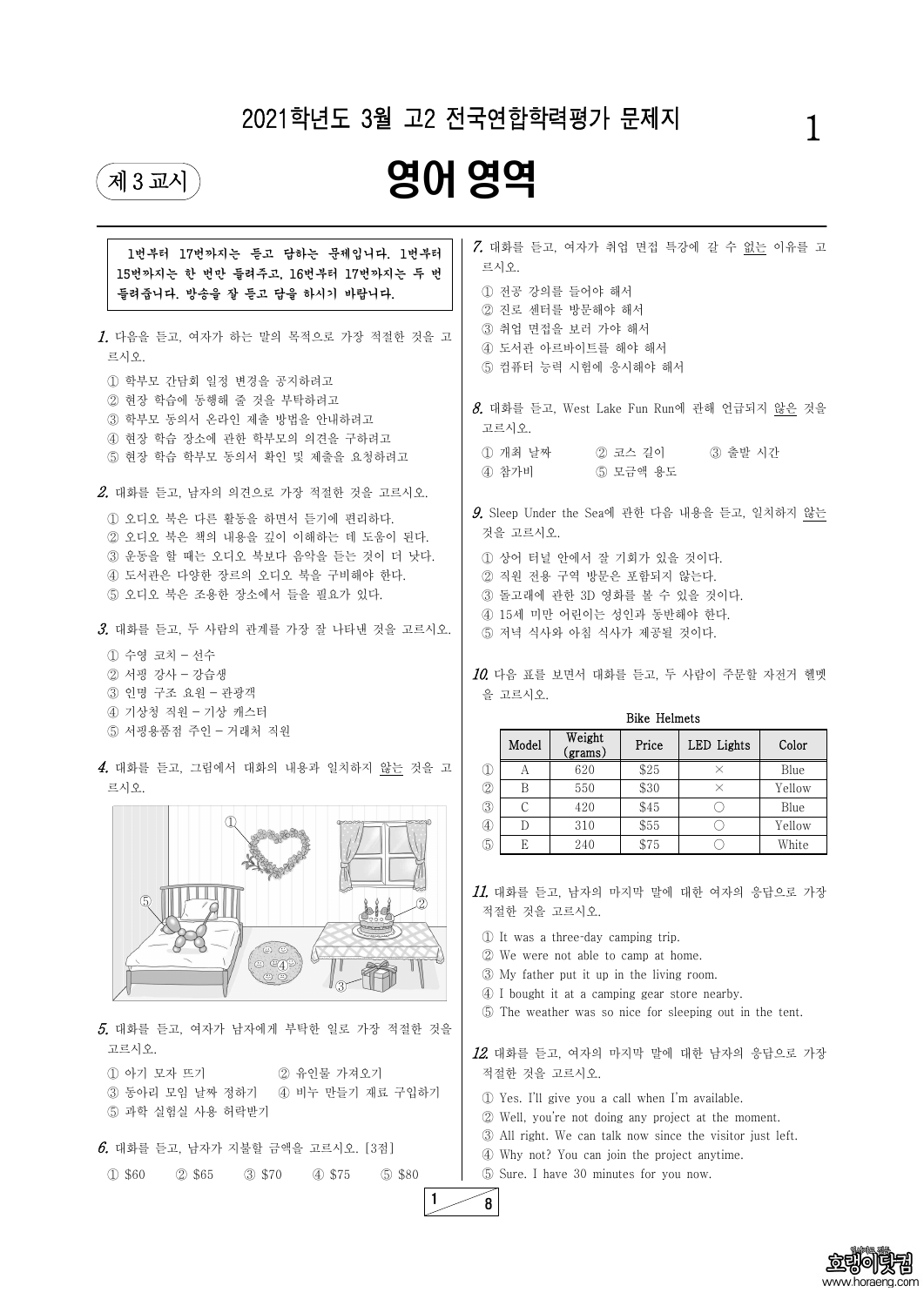# 2021학년도 3월 고2 전국연합학력평가 문제지

제 3 교시

# 영어 영역

**1번부터 17번까지는 듣고 답하는 문제입니다. 1번부터 15번까지는 한 번만 들려주고, 16번부터 17번까지는 두 번 들려줍니다. 방송을 잘 듣고 답을 하시기 바랍니다.**

**1.** 다음을 듣고, 여자가 하는 말의 목적으로 가장 적절한 것을 고르시오.

① 학부모 간담회 일정 변경을 공지하려고
② 현장 학습에 동행해 줄 것을 부탁하려고
③ 학부모 동의서 온라인 제출 방법을 안내하려고
④ 현장 학습 장소에 관한 학부모의 의견을 구하려고
⑤ 현장 학습 학부모 동의서 확인 및 제출을 요청하려고

**2.** 대화를 듣고, 남자의 의견으로 가장 적절한 것을 고르시오.

① 오디오 북은 다른 활동을 하면서 듣기에 편리하다.
② 오디오 북은 책의 내용을 깊이 이해하는 데 도움이 된다.
③ 운동을 할 때는 오디오 북보다 음악을 듣는 것이 더 낫다.
④ 도서관은 다양한 장르의 오디오 북을 구비해야 한다.
⑤ 오디오 북은 조용한 장소에서 들을 필요가 있다.

**3.** 대화를 듣고, 두 사람의 관계를 가장 잘 나타낸 것을 고르시오.

① 수영 코치 - 선수
② 서핑 강사 - 강습생
③ 인명 구조 요원 - 관광객
④ 기상청 직원 - 기상 캐스터
⑤ 서핑용품점 주인 - 거래처 직원

**4.** 대화를 듣고, 그림에서 대화의 내용과 일치하지 않는 것을 고르시오.

**5.** 대화를 듣고, 여자가 남자에게 부탁한 일로 가장 적절한 것을 고르시오.

① 아기 모자 뜨기
② 유인물 가져오기
③ 동아리 모임 날짜 정하기
④ 비누 만들기 재료 구입하기
⑤ 과학 실험실 사용 허락받기

**6.** 대화를 듣고, 남자가 지불할 금액을 고르시오. [3점]

① $60 ② $65 ③ $70 ④ $75 ⑤ $80

**7.** 대화를 듣고, 여자가 취업 면접 특강에 갈 수 없는 이유를 고르시오.

① 전공 강의를 들어야 해서
② 진로 센터를 방문해야 해서
③ 취업 면접을 보러 가야 해서
④ 도서관 아르바이트를 해야 해서
⑤ 컴퓨터 능력 시험에 응시해야 해서

**8.** 대화를 듣고, West Lake Fun Run에 관해 언급되지 않은 것을 고르시오.

① 개최 날짜 ② 코스 길이 ③ 출발 시간
④ 참가비 ⑤ 모금액 용도

**9.** Sleep Under the Sea에 관한 다음 내용을 듣고, 일치하지 않는 것을 고르시오.

① 상어 터널 안에서 잘 기회가 있을 것이다.
② 직원 전용 구역 방문은 포함되지 않는다.
③ 돌고래에 관한 3D 영화를 볼 수 있을 것이다.
④ 15세 미만 어린이는 성인과 동반해야 한다.
⑤ 저녁 식사와 아침 식사가 제공될 것이다.

**10.** 다음 표를 보면서 대화를 듣고, 두 사람이 주문할 자전거 헬멧을 고르시오.

Bike Helmets

| | Model | Weight (grams) | Price | LED Lights | Color |
|---|---|---|---|---|---|
| ① | A | 620 | $25 | × | Blue |
| ② | B | 550 | $30 | × | Yellow |
| ③ | C | 420 | $45 | ○ | Blue |
| ④ | D | 310 | $55 | ○ | Yellow |
| ⑤ | E | 240 | $75 | ○ | White |

**11.** 대화를 듣고, 남자의 마지막 말에 대한 여자의 응답으로 가장 적절한 것을 고르시오.

① It was a three-day camping trip.
② We were not able to camp at home.
③ My father put it up in the living room.
④ I bought it at a camping gear store nearby.
⑤ The weather was so nice for sleeping out in the tent.

**12.** 대화를 듣고, 여자의 마지막 말에 대한 남자의 응답으로 가장 적절한 것을 고르시오.

① Yes. I'll give you a call when I'm available.
② Well, you're not doing any project at the moment.
③ All right. We can talk now since the visitor just left.
④ Why not? You can join the project anytime.
⑤ Sure. I have 30 minutes for you now.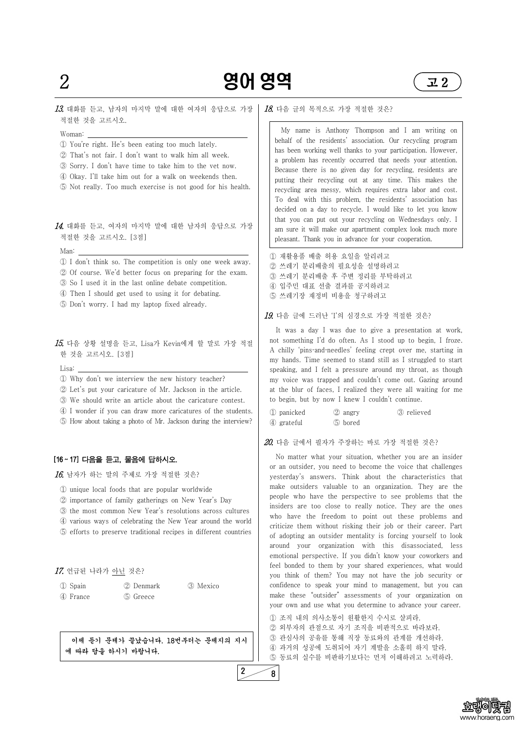**13.** 대화를 듣고, 남자의 마지막 말에 대한 여자의 응답으로 가장 적절한 것을 고르시오.

Woman: ______________________________

① You're right. He's been eating too much lately.
② That's not fair. I don't want to walk him all week.
③ Sorry. I don't have time to take him to the vet now.
④ Okay. I'll take him out for a walk on weekends then.
⑤ Not really. Too much exercise is not good for his health.

**14.** 대화를 듣고, 여자의 마지막 말에 대한 남자의 응답으로 가장 적절한 것을 고르시오. [3점]

Man: ______________________________

① I don't think so. The competition is only one week away.
② Of course. We'd better focus on preparing for the exam.
③ So I used it in the last online debate competition.
④ Then I should get used to using it for debating.
⑤ Don't worry. I had my laptop fixed already.

**15.** 다음 상황 설명을 듣고, Lisa가 Kevin에게 할 말로 가장 적절한 것을 고르시오. [3점]

Lisa: ______________________________

① Why don't we interview the new history teacher?
② Let's put your caricature of Mr. Jackson in the article.
③ We should write an article about the caricature contest.
④ I wonder if you can draw more caricatures of the students.
⑤ How about taking a photo of Mr. Jackson during the interview?

**[16 ~ 17] 다음을 듣고, 물음에 답하시오.**

**16.** 남자가 하는 말의 주제로 가장 적절한 것은?

① unique local foods that are popular worldwide
② importance of family gatherings on New Year's Day
③ the most common New Year's resolutions across cultures
④ various ways of celebrating the New Year around the world
⑤ efforts to preserve traditional recipes in different countries

**17.** 언급된 나라가 아닌 것은?

① Spain ② Denmark ③ Mexico
④ France ⑤ Greece

**이제 듣기 문제가 끝났습니다. 18번부터는 문제지의 지시에 따라 답을 하시기 바랍니다.**

**18.** 다음 글의 목적으로 가장 적절한 것은?

My name is Anthony Thompson and I am writing on behalf of the residents' association. Our recycling program has been working well thanks to your participation. However, a problem has recently occurred that needs your attention. Because there is no given day for recycling, residents are putting their recycling out at any time. This makes the recycling area messy, which requires extra labor and cost. To deal with this problem, the residents' association has decided on a day to recycle. I would like to let you know that you can put out your recycling on Wednesdays only. I am sure it will make our apartment complex look much more pleasant. Thank you in advance for your cooperation.

① 재활용품 배출 허용 요일을 알리려고
② 쓰레기 분리배출의 필요성을 설명하려고
③ 쓰레기 분리배출 후 주변 정리를 부탁하려고
④ 입주민 대표 선출 결과를 공지하려고
⑤ 쓰레기장 재정비 비용을 청구하려고

**19.** 다음 글에 드러난 'I'의 심경으로 가장 적절한 것은?

It was a day I was due to give a presentation at work, not something I'd do often. As I stood up to begin, I froze. A chilly 'pins-and-needles' feeling crept over me, starting in my hands. Time seemed to stand still as I struggled to start speaking, and I felt a pressure around my throat, as though my voice was trapped and couldn't come out. Gazing around at the blur of faces, I realized they were all waiting for me to begin, but by now I knew I couldn't continue.

① panicked ② angry ③ relieved
④ grateful ⑤ bored

**20.** 다음 글에서 필자가 주장하는 바로 가장 적절한 것은?

No matter what your situation, whether you are an insider or an outsider, you need to become the voice that challenges yesterday's answers. Think about the characteristics that make outsiders valuable to an organization. They are the people who have the perspective to see problems that the insiders are too close to really notice. They are the ones who have the freedom to point out these problems and criticize them without risking their job or their career. Part of adopting an outsider mentality is forcing yourself to look around your organization with this disassociated, less emotional perspective. If you didn't know your coworkers and feel bonded to them by your shared experiences, what would you think of them? You may not have the job security or confidence to speak your mind to management, but you can make these "outsider" assessments of your organization on your own and use what you determine to advance your career.

① 조직 내의 의사소통이 원활한지 수시로 살피라.
② 외부자의 관점으로 자기 조직을 비판적으로 바라보라.
③ 관심사의 공유를 통해 직장 동료와의 관계를 개선하라.
④ 과거의 성공에 도취되어 자기 계발을 소홀히 하지 말라.
⑤ 동료의 실수를 비판하기보다는 먼저 이해하려고 노력하라.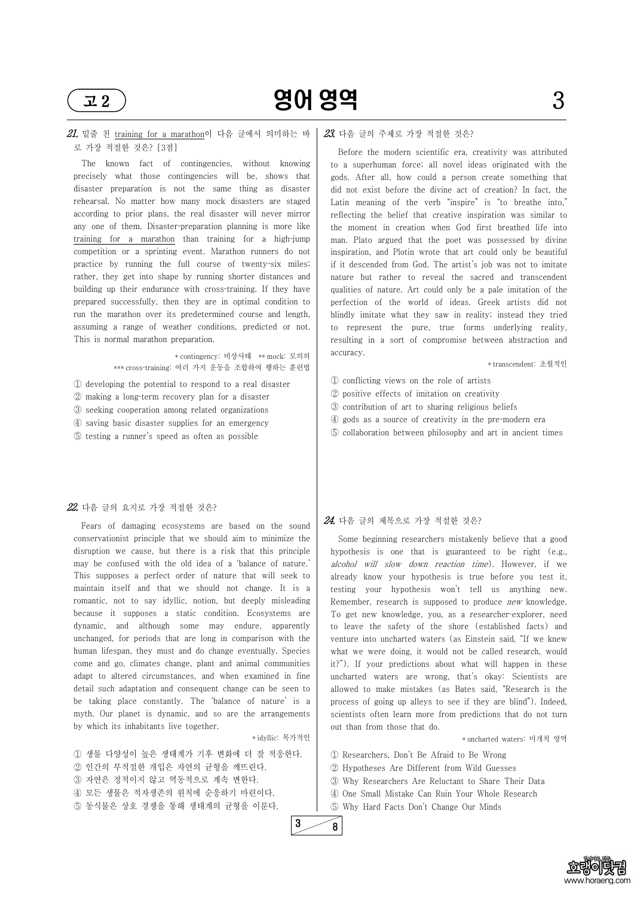**21.** 밑줄 친 <u>training for a marathon</u>이 다음 글에서 의미하는 바로 가장 적절한 것은? [3점]

The known fact of contingencies, without knowing precisely what those contingencies will be, shows that disaster preparation is not the same thing as disaster rehearsal. No matter how many mock disasters are staged according to prior plans, the real disaster will never mirror any one of them. Disaster-preparation planning is more like <u>training for a marathon</u> than training for a high-jump competition or a sprinting event. Marathon runners do not practice by running the full course of twenty-six miles; rather, they get into shape by running shorter distances and building up their endurance with cross-training. If they have prepared successfully, then they are in optimal condition to run the marathon over its predetermined course and length, assuming a range of weather conditions, predicted or not. This is normal marathon preparation.

\* contingency: 비상사태 \*\* mock: 모의의
\*\*\* cross-training: 여러 가지 운동을 조합하여 행하는 훈련법

① developing the potential to respond to a real disaster
② making a long-term recovery plan for a disaster
③ seeking cooperation among related organizations
④ saving basic disaster supplies for an emergency
⑤ testing a runner's speed as often as possible

**22.** 다음 글의 요지로 가장 적절한 것은?

Fears of damaging ecosystems are based on the sound conservationist principle that we should aim to minimize the disruption we cause, but there is a risk that this principle may be confused with the old idea of a 'balance of nature.' This supposes a perfect order of nature that will seek to maintain itself and that we should not change. It is a romantic, not to say idyllic, notion, but deeply misleading because it supposes a static condition. Ecosystems are dynamic, and although some may endure, apparently unchanged, for periods that are long in comparison with the human lifespan, they must and do change eventually. Species come and go, climates change, plant and animal communities adapt to altered circumstances, and when examined in fine detail such adaptation and consequent change can be seen to be taking place constantly. The 'balance of nature' is a myth. Our planet is dynamic, and so are the arrangements by which its inhabitants live together.

\* idyllic: 목가적인

① 생물 다양성이 높은 생태계가 기후 변화에 더 잘 적응한다.
② 인간의 부적절한 개입은 자연의 균형을 깨뜨린다.
③ 자연은 정적이지 않고 역동적으로 계속 변한다.
④ 모든 생물은 적자생존의 원칙에 순응하기 마련이다.
⑤ 동식물은 상호 경쟁을 통해 생태계의 균형을 이룬다.

**23.** 다음 글의 주제로 가장 적절한 것은?

Before the modern scientific era, creativity was attributed to a superhuman force; all novel ideas originated with the gods. After all, how could a person create something that did not exist before the divine act of creation? In fact, the Latin meaning of the verb "inspire" is "to breathe into," reflecting the belief that creative inspiration was similar to the moment in creation when God first breathed life into man. Plato argued that the poet was possessed by divine inspiration, and Plotin wrote that art could only be beautiful if it descended from God. The artist's job was not to imitate nature but rather to reveal the sacred and transcendent qualities of nature. Art could only be a pale imitation of the perfection of the world of ideas. Greek artists did not blindly imitate what they saw in reality; instead they tried to represent the pure, true forms underlying reality, resulting in a sort of compromise between abstraction and accuracy.

\* transcendent: 초월적인

① conflicting views on the role of artists
② positive effects of imitation on creativity
③ contribution of art to sharing religious beliefs
④ gods as a source of creativity in the pre-modern era
⑤ collaboration between philosophy and art in ancient times

**24.** 다음 글의 제목으로 가장 적절한 것은?

Some beginning researchers mistakenly believe that a good hypothesis is one that is guaranteed to be right (e.g., *alcohol will slow down reaction time*). However, if we already know your hypothesis is true before you test it, testing your hypothesis won't tell us anything new. Remember, research is supposed to produce *new* knowledge. To get new knowledge, you, as a researcher-explorer, need to leave the safety of the shore (established facts) and venture into uncharted waters (as Einstein said, "If we knew what we were doing, it would not be called research, would it?"). If your predictions about what will happen in these uncharted waters are wrong, that's okay: Scientists are allowed to make mistakes (as Bates said, "Research is the process of going up alleys to see if they are blind"). Indeed, scientists often learn more from predictions that do not turn out than from those that do.

\* uncharted waters: 미개척 영역

① Researchers, Don't Be Afraid to Be Wrong
② Hypotheses Are Different from Wild Guesses
③ Why Researchers Are Reluctant to Share Their Data
④ One Small Mistake Can Ruin Your Whole Research
⑤ Why Hard Facts Don't Change Our Minds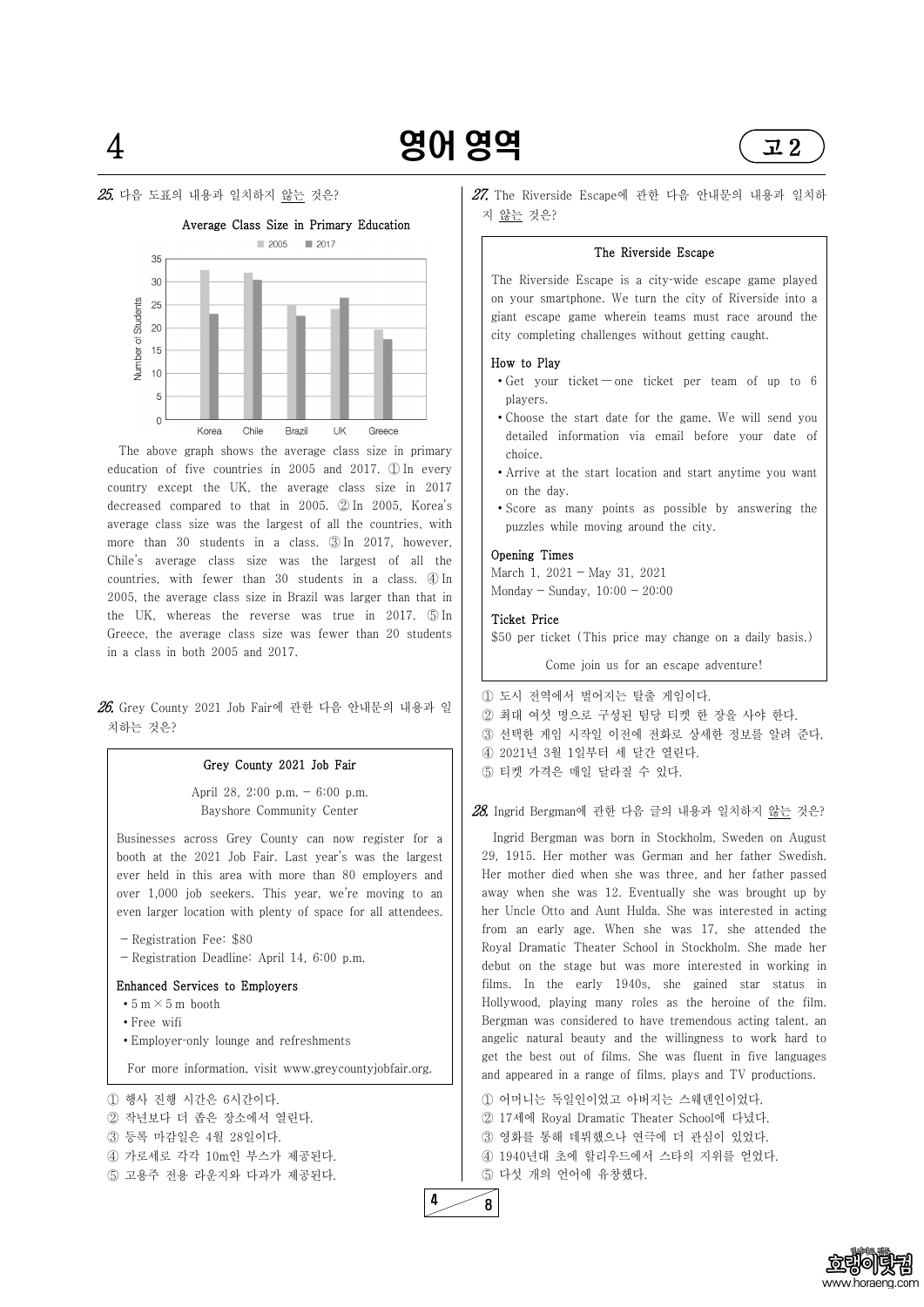**25.** 다음 도표의 내용과 일치하지 않는 것은?

Average Class Size in Primary Education

The above graph shows the average class size in primary education of five countries in 2005 and 2017. ① In every country except the UK, the average class size in 2017 decreased compared to that in 2005. ② In 2005, Korea's average class size was the largest of all the countries, with more than 30 students in a class. ③ In 2017, however, Chile's average class size was the largest of all the countries, with fewer than 30 students in a class. ④ In 2005, the average class size in Brazil was larger than that in the UK, whereas the reverse was true in 2017. ⑤ In Greece, the average class size was fewer than 20 students in a class in both 2005 and 2017.

**26.** Grey County 2021 Job Fair에 관한 다음 안내문의 내용과 일치하는 것은?

> **Grey County 2021 Job Fair**
>
> April 28, 2:00 p.m. – 6:00 p.m.
> Bayshore Community Center
>
> Businesses across Grey County can now register for a booth at the 2021 Job Fair. Last year's was the largest ever held in this area with more than 80 employers and over 1,000 job seekers. This year, we're moving to an even larger location with plenty of space for all attendees.
>
> – Registration Fee: $80
> – Registration Deadline: April 14, 6:00 p.m.
>
> **Enhanced Services to Employers**
> • 5 m × 5 m booth
> • Free wifi
> • Employer-only lounge and refreshments
>
> For more information, visit www.greycountyjobfair.org.

① 행사 진행 시간은 6시간이다.
② 작년보다 더 좁은 장소에서 열린다.
③ 등록 마감일은 4월 28일이다.
④ 가로세로 각각 10m인 부스가 제공된다.
⑤ 고용주 전용 라운지와 다과가 제공된다.

**27.** The Riverside Escape에 관한 다음 안내문의 내용과 일치하지 않는 것은?

> **The Riverside Escape**
>
> The Riverside Escape is a city-wide escape game played on your smartphone. We turn the city of Riverside into a giant escape game wherein teams must race around the city completing challenges without getting caught.
>
> **How to Play**
> • Get your ticket — one ticket per team of up to 6 players.
> • Choose the start date for the game. We will send you detailed information via email before your date of choice.
> • Arrive at the start location and start anytime you want on the day.
> • Score as many points as possible by answering the puzzles while moving around the city.
>
> **Opening Times**
> March 1, 2021 – May 31, 2021
> Monday – Sunday, 10:00 – 20:00
>
> **Ticket Price**
> $50 per ticket (This price may change on a daily basis.)
>
> Come join us for an escape adventure!

① 도시 전역에서 벌어지는 탈출 게임이다.
② 최대 여섯 명으로 구성된 팀당 티켓 한 장을 사야 한다.
③ 선택한 게임 시작일 이전에 전화로 상세한 정보를 알려 준다.
④ 2021년 3월 1일부터 세 달간 열린다.
⑤ 티켓 가격은 매일 달라질 수 있다.

**28.** Ingrid Bergman에 관한 다음 글의 내용과 일치하지 않는 것은?

Ingrid Bergman was born in Stockholm, Sweden on August 29, 1915. Her mother was German and her father Swedish. Her mother died when she was three, and her father passed away when she was 12. Eventually she was brought up by her Uncle Otto and Aunt Hulda. She was interested in acting from an early age. When she was 17, she attended the Royal Dramatic Theater School in Stockholm. She made her debut on the stage but was more interested in working in films. In the early 1940s, she gained star status in Hollywood, playing many roles as the heroine of the film. Bergman was considered to have tremendous acting talent, an angelic natural beauty and the willingness to work hard to get the best out of films. She was fluent in five languages and appeared in a range of films, plays and TV productions.

① 어머니는 독일인이었고 아버지는 스웨덴인이었다.
② 17세에 Royal Dramatic Theater School에 다녔다.
③ 영화를 통해 데뷔했으나 연극에 더 관심이 있었다.
④ 1940년대 초에 할리우드에서 스타의 지위를 얻었다.
⑤ 다섯 개의 언어에 유창했다.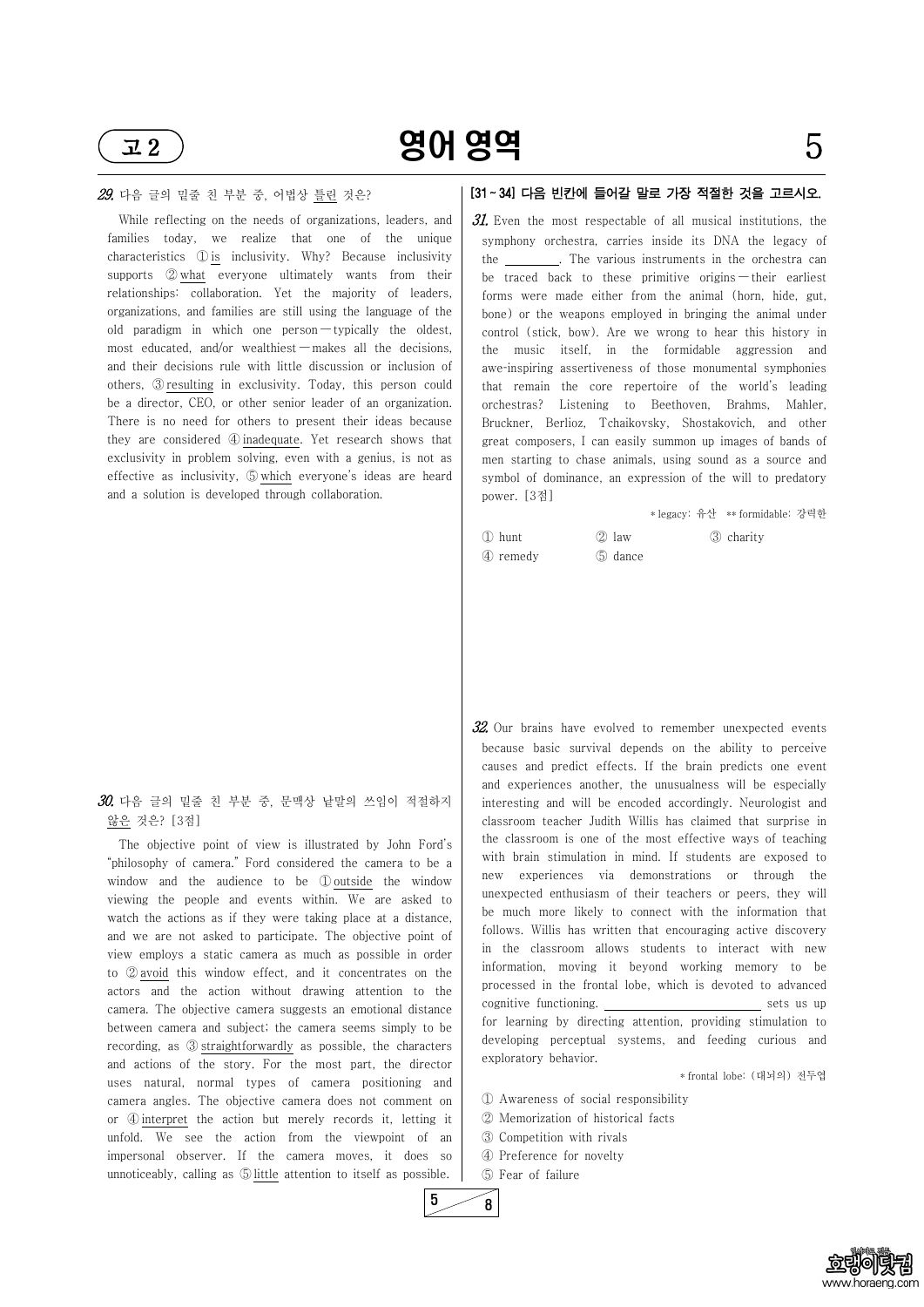**29.** 다음 글의 밑줄 친 부분 중, 어법상 틀린 것은?

While reflecting on the needs of organizations, leaders, and families today, we realize that one of the unique characteristics ① is inclusivity. Why? Because inclusivity supports ② what everyone ultimately wants from their relationships: collaboration. Yet the majority of leaders, organizations, and families are still using the language of the old paradigm in which one person — typically the oldest, most educated, and/or wealthiest — makes all the decisions, and their decisions rule with little discussion or inclusion of others, ③ resulting in exclusivity. Today, this person could be a director, CEO, or other senior leader of an organization. There is no need for others to present their ideas because they are considered ④ inadequate. Yet research shows that exclusivity in problem solving, even with a genius, is not as effective as inclusivity, ⑤ which everyone's ideas are heard and a solution is developed through collaboration.

**30.** 다음 글의 밑줄 친 부분 중, 문맥상 낱말의 쓰임이 적절하지 않은 것은? [3점]

The objective point of view is illustrated by John Ford's "philosophy of camera." Ford considered the camera to be a window and the audience to be ① outside the window viewing the people and events within. We are asked to watch the actions as if they were taking place at a distance, and we are not asked to participate. The objective point of view employs a static camera as much as possible in order to ② avoid this window effect, and it concentrates on the actors and the action without drawing attention to the camera. The objective camera suggests an emotional distance between camera and subject; the camera seems simply to be recording, as ③ straightforwardly as possible, the characters and actions of the story. For the most part, the director uses natural, normal types of camera positioning and camera angles. The objective camera does not comment on or ④ interpret the action but merely records it, letting it unfold. We see the action from the viewpoint of an impersonal observer. If the camera moves, it does so unnoticeably, calling as ⑤ little attention to itself as possible.

**[31 ~ 34] 다음 빈칸에 들어갈 말로 가장 적절한 것을 고르시오.**

**31.** Even the most respectable of all musical institutions, the symphony orchestra, carries inside its DNA the legacy of the ________. The various instruments in the orchestra can be traced back to these primitive origins — their earliest forms were made either from the animal (horn, hide, gut, bone) or the weapons employed in bringing the animal under control (stick, bow). Are we wrong to hear this history in the music itself, in the formidable aggression and awe-inspiring assertiveness of those monumental symphonies that remain the core repertoire of the world's leading orchestras? Listening to Beethoven, Brahms, Mahler, Bruckner, Berlioz, Tchaikovsky, Shostakovich, and other great composers, I can easily summon up images of bands of men starting to chase animals, using sound as a source and symbol of dominance, an expression of the will to predatory power. [3점]

* legacy: 유산 ** formidable: 강력한

① hunt ② law ③ charity
④ remedy ⑤ dance

**32.** Our brains have evolved to remember unexpected events because basic survival depends on the ability to perceive causes and predict effects. If the brain predicts one event and experiences another, the unusualness will be especially interesting and will be encoded accordingly. Neurologist and classroom teacher Judith Willis has claimed that surprise in the classroom is one of the most effective ways of teaching with brain stimulation in mind. If students are exposed to new experiences via demonstrations or through the unexpected enthusiasm of their teachers or peers, they will be much more likely to connect with the information that follows. Willis has written that encouraging active discovery in the classroom allows students to interact with new information, moving it beyond working memory to be processed in the frontal lobe, which is devoted to advanced cognitive functioning. ________________ sets us up for learning by directing attention, providing stimulation to developing perceptual systems, and feeding curious and exploratory behavior.

* frontal lobe: (대뇌의) 전두엽

① Awareness of social responsibility
② Memorization of historical facts
③ Competition with rivals
④ Preference for novelty
⑤ Fear of failure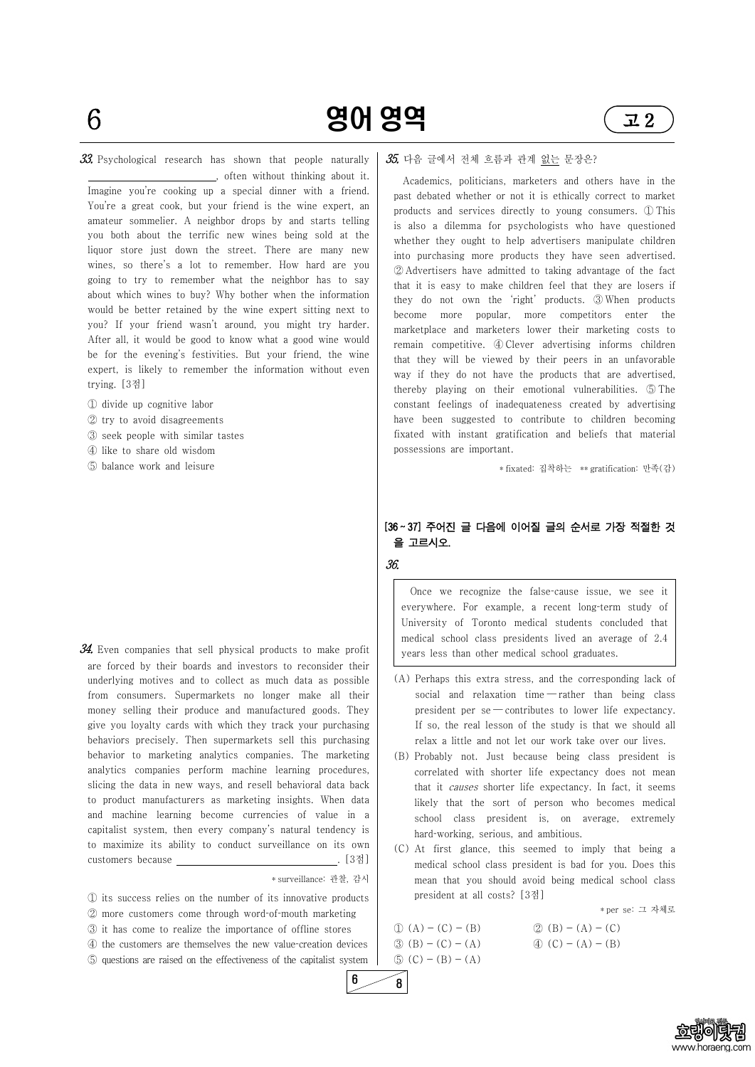**33.** Psychological research has shown that people naturally \_\_\_\_\_\_\_\_\_\_\_\_\_\_\_\_\_\_\_\_\_\_\_\_, often without thinking about it. Imagine you're cooking up a special dinner with a friend. You're a great cook, but your friend is the wine expert, an amateur sommelier. A neighbor drops by and starts telling you both about the terrific new wines being sold at the liquor store just down the street. There are many new wines, so there's a lot to remember. How hard are you going to try to remember what the neighbor has to say about which wines to buy? Why bother when the information would be better retained by the wine expert sitting next to you? If your friend wasn't around, you might try harder. After all, it would be good to know what a good wine would be for the evening's festivities. But your friend, the wine expert, is likely to remember the information without even trying. [3점]

① divide up cognitive labor
② try to avoid disagreements
③ seek people with similar tastes
④ like to share old wisdom
⑤ balance work and leisure

**34.** Even companies that sell physical products to make profit are forced by their boards and investors to reconsider their underlying motives and to collect as much data as possible from consumers. Supermarkets no longer make all their money selling their produce and manufactured goods. They give you loyalty cards with which they track your purchasing behaviors precisely. Then supermarkets sell this purchasing behavior to marketing analytics companies. The marketing analytics companies perform machine learning procedures, slicing the data in new ways, and resell behavioral data back to product manufacturers as marketing insights. When data and machine learning become currencies of value in a capitalist system, then every company's natural tendency is to maximize its ability to conduct surveillance on its own customers because \_\_\_\_\_\_\_\_\_\_\_\_\_\_\_\_\_\_\_\_\_\_\_\_. [3점]

\* surveillance: 관찰, 감시

① its success relies on the number of its innovative products
② more customers come through word-of-mouth marketing
③ it has come to realize the importance of offline stores
④ the customers are themselves the new value-creation devices
⑤ questions are raised on the effectiveness of the capitalist system

**35.** 다음 글에서 전체 흐름과 관계 없는 문장은?

Academics, politicians, marketers and others have in the past debated whether or not it is ethically correct to market products and services directly to young consumers. ① This is also a dilemma for psychologists who have questioned whether they ought to help advertisers manipulate children into purchasing more products they have seen advertised. ② Advertisers have admitted to taking advantage of the fact that it is easy to make children feel that they are losers if they do not own the 'right' products. ③ When products become more popular, more competitors enter the marketplace and marketers lower their marketing costs to remain competitive. ④ Clever advertising informs children that they will be viewed by their peers in an unfavorable way if they do not have the products that are advertised, thereby playing on their emotional vulnerabilities. ⑤ The constant feelings of inadequateness created by advertising have been suggested to contribute to children becoming fixated with instant gratification and beliefs that material possessions are important.

\* fixated: 집착하는 \*\* gratification: 만족(감)

**[36 ~ 37] 주어진 글 다음에 이어질 글의 순서로 가장 적절한 것을 고르시오.**

**36.**

> Once we recognize the false-cause issue, we see it everywhere. For example, a recent long-term study of University of Toronto medical students concluded that medical school class presidents lived an average of 2.4 years less than other medical school graduates.

(A) Perhaps this extra stress, and the corresponding lack of social and relaxation time — rather than being class president per se — contributes to lower life expectancy. If so, the real lesson of the study is that we should all relax a little and not let our work take over our lives.

(B) Probably not. Just because being class president is correlated with shorter life expectancy does not mean that it *causes* shorter life expectancy. In fact, it seems likely that the sort of person who becomes medical school class president is, on average, extremely hard-working, serious, and ambitious.

(C) At first glance, this seemed to imply that being a medical school class president is bad for you. Does this mean that you should avoid being medical school class president at all costs? [3점]

\* per se: 그 자체로

① (A) − (C) − (B)
② (B) − (A) − (C)
③ (B) − (C) − (A)
④ (C) − (A) − (B)
⑤ (C) − (B) − (A)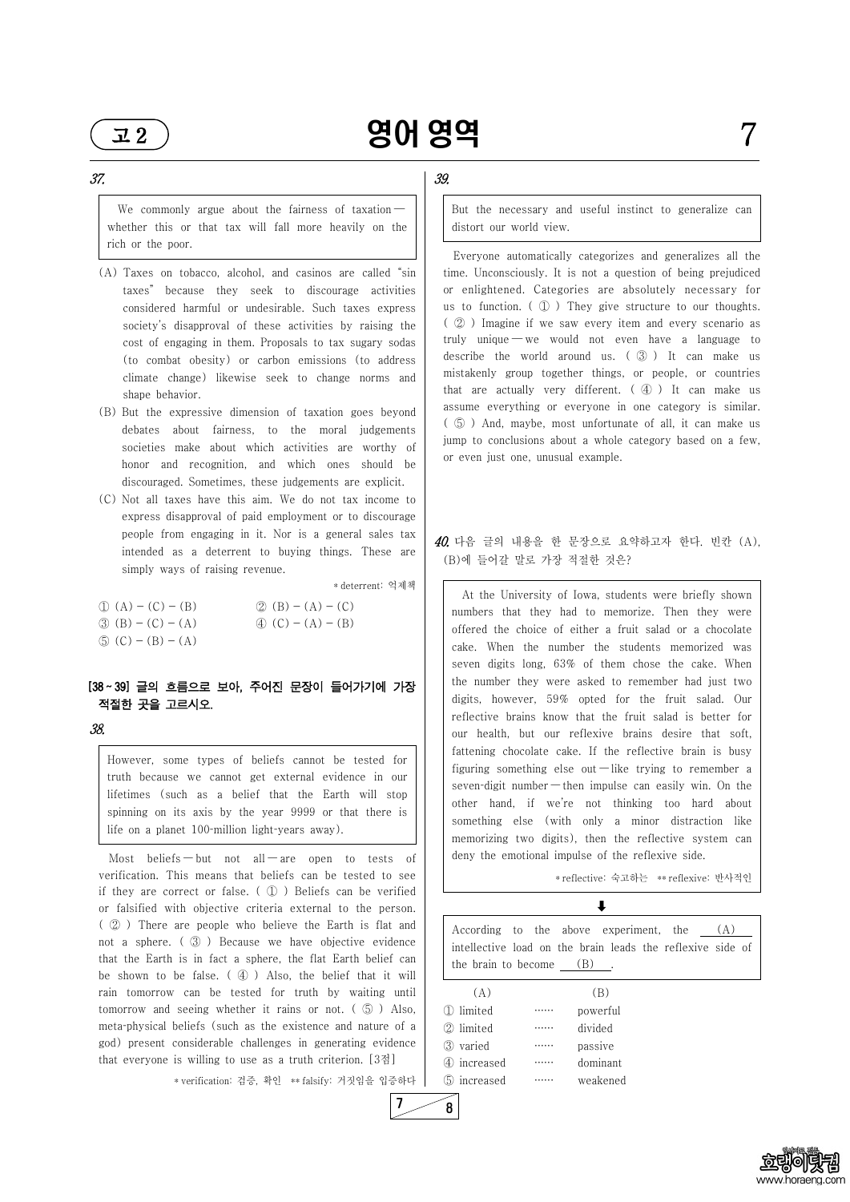### 37.

> We commonly argue about the fairness of taxation — whether this or that tax will fall more heavily on the rich or the poor.

(A) Taxes on tobacco, alcohol, and casinos are called "sin taxes" because they seek to discourage activities considered harmful or undesirable. Such taxes express society's disapproval of these activities by raising the cost of engaging in them. Proposals to tax sugary sodas (to combat obesity) or carbon emissions (to address climate change) likewise seek to change norms and shape behavior.

(B) But the expressive dimension of taxation goes beyond debates about fairness, to the moral judgements societies make about which activities are worthy of honor and recognition, and which ones should be discouraged. Sometimes, these judgements are explicit.

(C) Not all taxes have this aim. We do not tax income to express disapproval of paid employment or to discourage people from engaging in it. Nor is a general sales tax intended as a deterrent to buying things. These are simply ways of raising revenue.

\* deterrent: 억제책

① (A) – (C) – (B)
② (B) – (A) – (C)
③ (B) – (C) – (A)
④ (C) – (A) – (B)
⑤ (C) – (B) – (A)

**[38 ~ 39] 글의 흐름으로 보아, 주어진 문장이 들어가기에 가장 적절한 곳을 고르시오.**

### 38.

> However, some types of beliefs cannot be tested for truth because we cannot get external evidence in our lifetimes (such as a belief that the Earth will stop spinning on its axis by the year 9999 or that there is life on a planet 100-million light-years away).

Most beliefs — but not all — are open to tests of verification. This means that beliefs can be tested to see if they are correct or false. ( ① ) Beliefs can be verified or falsified with objective criteria external to the person. ( ② ) There are people who believe the Earth is flat and not a sphere. ( ③ ) Because we have objective evidence that the Earth is in fact a sphere, the flat Earth belief can be shown to be false. ( ④ ) Also, the belief that it will rain tomorrow can be tested for truth by waiting until tomorrow and seeing whether it rains or not. ( ⑤ ) Also, meta-physical beliefs (such as the existence and nature of a god) present considerable challenges in generating evidence that everyone is willing to use as a truth criterion. [3점]

\* verification: 검증, 확인 \*\* falsify: 거짓임을 입증하다

### 39.

> But the necessary and useful instinct to generalize can distort our world view.

Everyone automatically categorizes and generalizes all the time. Unconsciously. It is not a question of being prejudiced or enlightened. Categories are absolutely necessary for us to function. ( ① ) They give structure to our thoughts. ( ② ) Imagine if we saw every item and every scenario as truly unique — we would not even have a language to describe the world around us. ( ③ ) It can make us mistakenly group together things, or people, or countries that are actually very different. ( ④ ) It can make us assume everything or everyone in one category is similar. ( ⑤ ) And, maybe, most unfortunate of all, it can make us jump to conclusions about a whole category based on a few, or even just one, unusual example.

### 40. 다음 글의 내용을 한 문장으로 요약하고자 한다. 빈칸 (A), (B)에 들어갈 말로 가장 적절한 것은?

> At the University of Iowa, students were briefly shown numbers that they had to memorize. Then they were offered the choice of either a fruit salad or a chocolate cake. When the number the students memorized was seven digits long, 63% of them chose the cake. When the number they were asked to remember had just two digits, however, 59% opted for the fruit salad. Our reflective brains know that the fruit salad is better for our health, but our reflexive brains desire that soft, fattening chocolate cake. If the reflective brain is busy figuring something else out — like trying to remember a seven-digit number — then impulse can easily win. On the other hand, if we're not thinking too hard about something else (with only a minor distraction like memorizing two digits), then the reflective system can deny the emotional impulse of the reflexive side.
>
> \* reflective: 숙고하는 \*\* reflexive: 반사적인

⬇

> According to the above experiment, the ___(A)___ intellective load on the brain leads the reflexive side of the brain to become ___(B)___.

| (A) | | (B) |
|---|---|---|
| ① limited | …… | powerful |
| ② limited | …… | divided |
| ③ varied | …… | passive |
| ④ increased | …… | dominant |
| ⑤ increased | …… | weakened |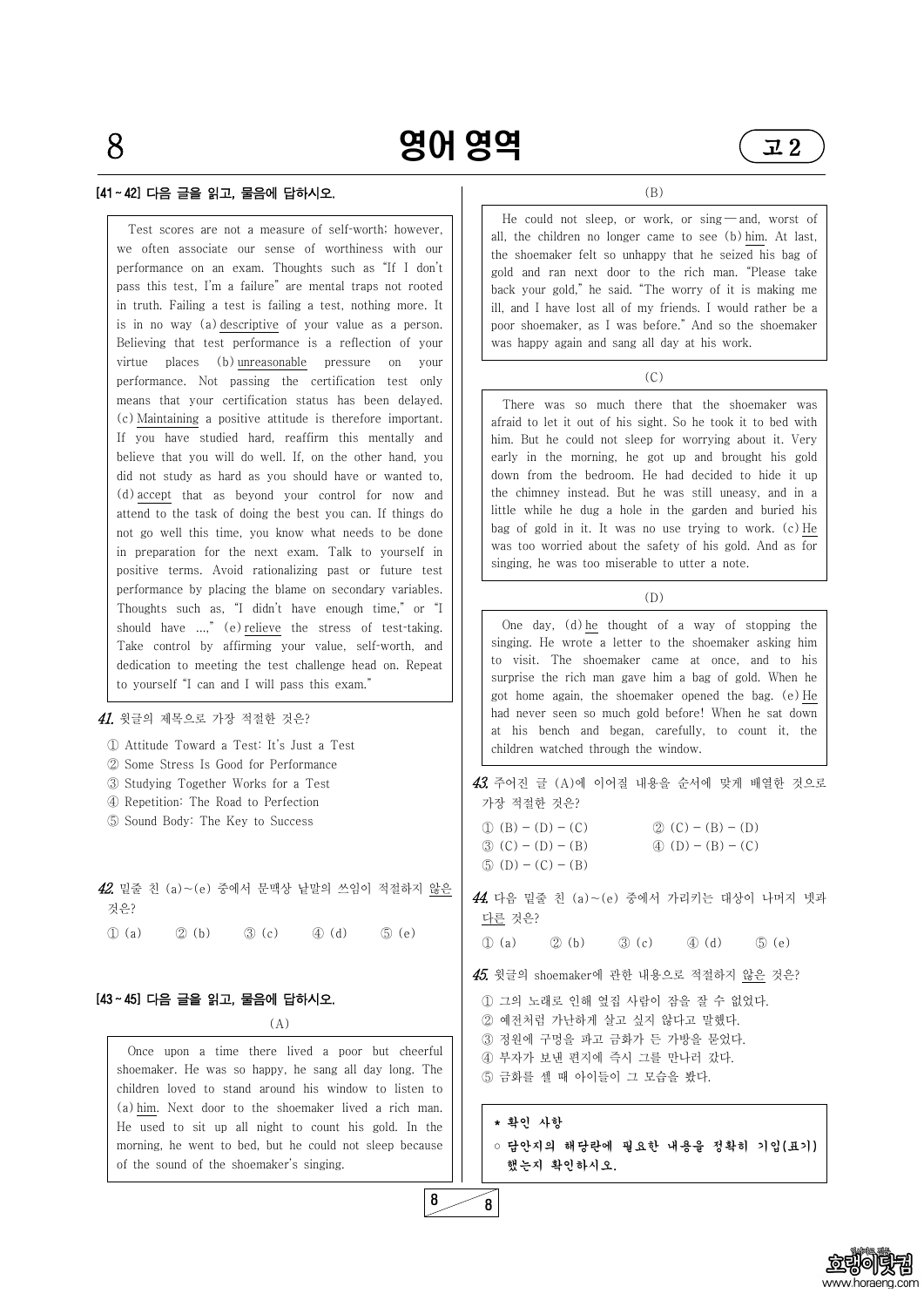[41 ~ 42] 다음 글을 읽고, 물음에 답하시오.

Test scores are not a measure of self-worth; however, we often associate our sense of worthiness with our performance on an exam. Thoughts such as "If I don't pass this test, I'm a failure" are mental traps not rooted in truth. Failing a test is failing a test, nothing more. It is in no way (a) descriptive of your value as a person. Believing that test performance is a reflection of your virtue places (b) unreasonable pressure on your performance. Not passing the certification test only means that your certification status has been delayed. (c) Maintaining a positive attitude is therefore important. If you have studied hard, reaffirm this mentally and believe that you will do well. If, on the other hand, you did not study as hard as you should have or wanted to, (d) accept that as beyond your control for now and attend to the task of doing the best you can. If things do not go well this time, you know what needs to be done in preparation for the next exam. Talk to yourself in positive terms. Avoid rationalizing past or future test performance by placing the blame on secondary variables. Thoughts such as, "I didn't have enough time," or "I should have ...," (e) relieve the stress of test-taking. Take control by affirming your value, self-worth, and dedication to meeting the test challenge head on. Repeat to yourself "I can and I will pass this exam."

**41.** 윗글의 제목으로 가장 적절한 것은?

① Attitude Toward a Test: It's Just a Test
② Some Stress Is Good for Performance
③ Studying Together Works for a Test
④ Repetition: The Road to Perfection
⑤ Sound Body: The Key to Success

**42.** 밑줄 친 (a)~(e) 중에서 문맥상 낱말의 쓰임이 적절하지 않은 것은?

① (a) ② (b) ③ (c) ④ (d) ⑤ (e)

[43 ~ 45] 다음 글을 읽고, 물음에 답하시오.

(A)

Once upon a time there lived a poor but cheerful shoemaker. He was so happy, he sang all day long. The children loved to stand around his window to listen to (a) him. Next door to the shoemaker lived a rich man. He used to sit up all night to count his gold. In the morning, he went to bed, but he could not sleep because of the sound of the shoemaker's singing.

(B)

He could not sleep, or work, or sing—and, worst of all, the children no longer came to see (b) him. At last, the shoemaker felt so unhappy that he seized his bag of gold and ran next door to the rich man. "Please take back your gold," he said. "The worry of it is making me ill, and I have lost all of my friends. I would rather be a poor shoemaker, as I was before." And so the shoemaker was happy again and sang all day at his work.

(C)

There was so much there that the shoemaker was afraid to let it out of his sight. So he took it to bed with him. But he could not sleep for worrying about it. Very early in the morning, he got up and brought his gold down from the bedroom. He had decided to hide it up the chimney instead. But he was still uneasy, and in a little while he dug a hole in the garden and buried his bag of gold in it. It was no use trying to work. (c) He was too worried about the safety of his gold. And as for singing, he was too miserable to utter a note.

(D)

One day, (d) he thought of a way of stopping the singing. He wrote a letter to the shoemaker asking him to visit. The shoemaker came at once, and to his surprise the rich man gave him a bag of gold. When he got home again, the shoemaker opened the bag. (e) He had never seen so much gold before! When he sat down at his bench and began, carefully, to count it, the children watched through the window.

**43.** 주어진 글 (A)에 이어질 내용을 순서에 맞게 배열한 것으로 가장 적절한 것은?

① (B) - (D) - (C)
② (C) - (B) - (D)
③ (C) - (D) - (B)
④ (D) - (B) - (C)
⑤ (D) - (C) - (B)

**44.** 다음 밑줄 친 (a)~(e) 중에서 가리키는 대상이 나머지 넷과 다른 것은?

① (a) ② (b) ③ (c) ④ (d) ⑤ (e)

**45.** 윗글의 shoemaker에 관한 내용으로 적절하지 않은 것은?

① 그의 노래로 인해 옆집 사람이 잠을 잘 수 없었다.
② 예전처럼 가난하게 살고 싶지 않다고 말했다.
③ 정원에 구멍을 파고 금화가 든 가방을 묻었다.
④ 부자가 보낸 편지에 즉시 그를 만나러 갔다.
⑤ 금화를 셀 때 아이들이 그 모습을 봤다.

**\* 확인 사항**
- **답안지의 해당란에 필요한 내용을 정확히 기입(표기) 했는지 확인하시오.**